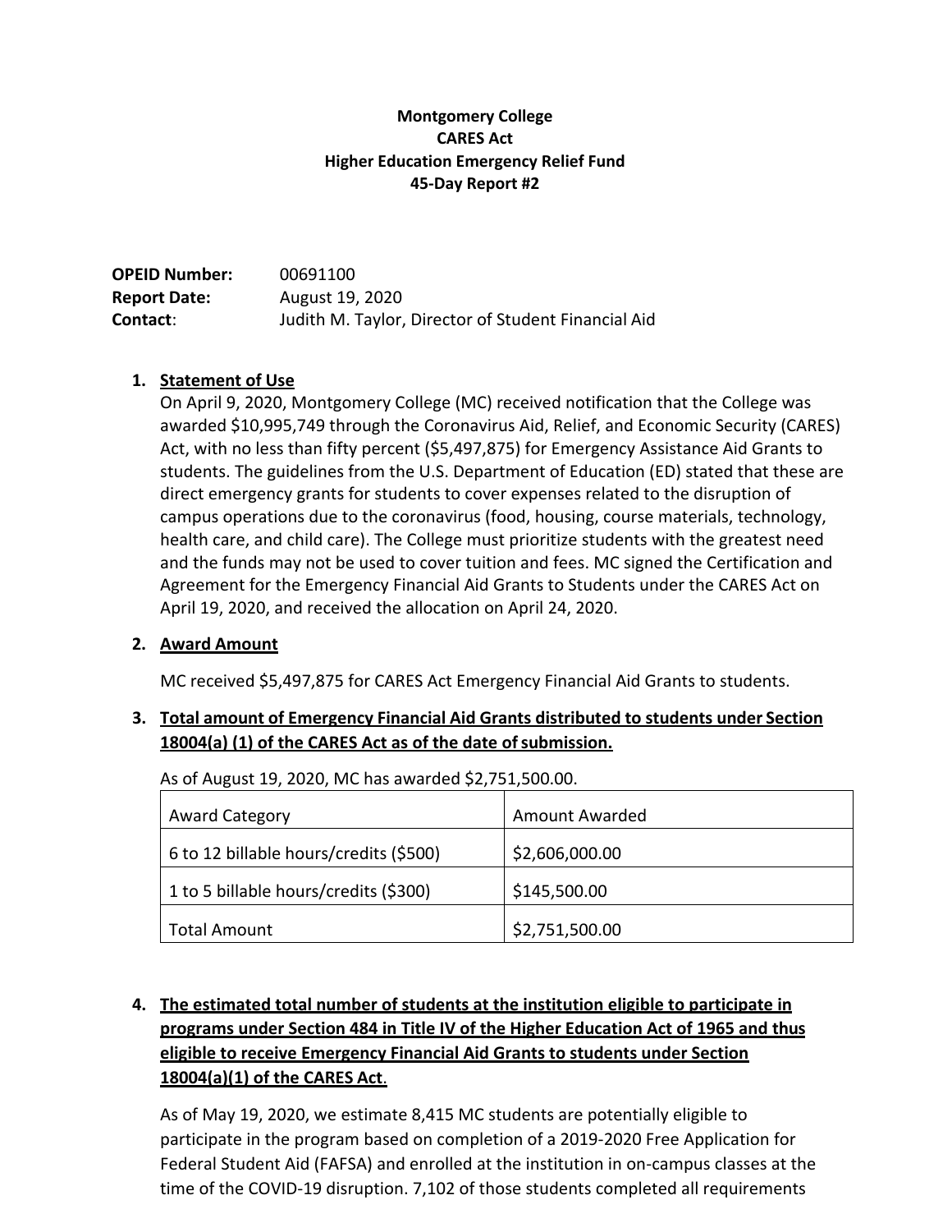# Montgomery College
# CARES Act
# Higher Education Emergency Relief Fund
# 45-Day Report #2

**OPEID Number:** 00691100
**Report Date:** August 19, 2020
**Contact**: Judith M. Taylor, Director of Student Financial Aid

1. **Statement of Use**

   On April 9, 2020, Montgomery College (MC) received notification that the College was awarded $10,995,749 through the Coronavirus Aid, Relief, and Economic Security (CARES) Act, with no less than fifty percent ($5,497,875) for Emergency Assistance Aid Grants to students. The guidelines from the U.S. Department of Education (ED) stated that these are direct emergency grants for students to cover expenses related to the disruption of campus operations due to the coronavirus (food, housing, course materials, technology, health care, and child care). The College must prioritize students with the greatest need and the funds may not be used to cover tuition and fees. MC signed the Certification and Agreement for the Emergency Financial Aid Grants to Students under the CARES Act on April 19, 2020, and received the allocation on April 24, 2020.

2. **Award Amount**

   MC received $5,497,875 for CARES Act Emergency Financial Aid Grants to students.

3. **Total amount of Emergency Financial Aid Grants distributed to students under Section 18004(a) (1) of the CARES Act as of the date of submission.**

   As of August 19, 2020, MC has awarded $2,751,500.00.

| Award Category | Amount Awarded |
|---|---|
| 6 to 12 billable hours/credits ($500) | $2,606,000.00 |
| 1 to 5 billable hours/credits ($300) | $145,500.00 |
| Total Amount | $2,751,500.00 |

4. **The estimated total number of students at the institution eligible to participate in programs under Section 484 in Title IV of the Higher Education Act of 1965 and thus eligible to receive Emergency Financial Aid Grants to students under Section 18004(a)(1) of the CARES Act**.

   As of May 19, 2020, we estimate 8,415 MC students are potentially eligible to participate in the program based on completion of a 2019-2020 Free Application for Federal Student Aid (FAFSA) and enrolled at the institution in on-campus classes at the time of the COVID-19 disruption. 7,102 of those students completed all requirements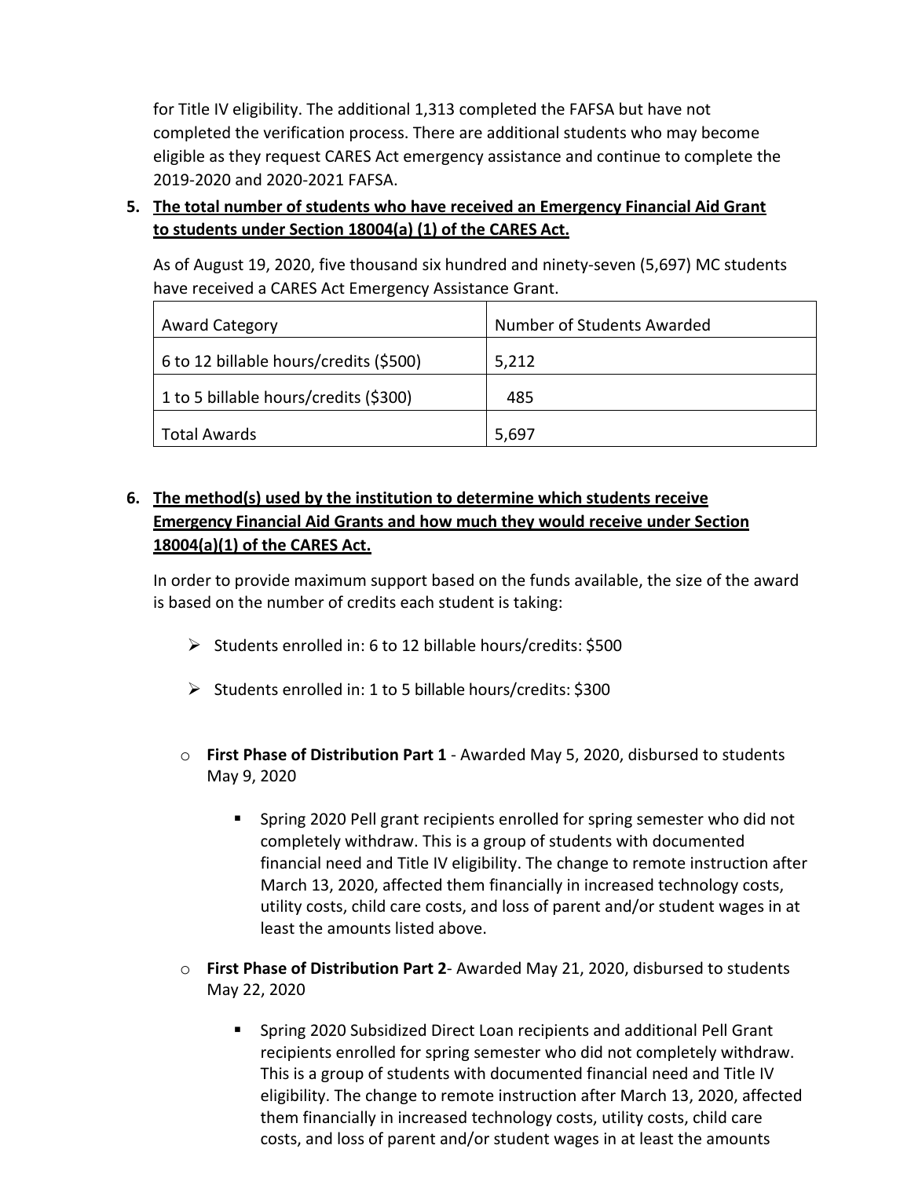for Title IV eligibility. The additional 1,313 completed the FAFSA but have not completed the verification process. There are additional students who may become eligible as they request CARES Act emergency assistance and continue to complete the 2019-2020 and 2020-2021 FAFSA.

5. **<u>The total number of students who have received an Emergency Financial Aid Grant to students under Section 18004(a) (1) of the CARES Act.</u>**

   As of August 19, 2020, five thousand six hundred and ninety-seven (5,697) MC students have received a CARES Act Emergency Assistance Grant.

| Award Category | Number of Students Awarded |
|---|---|
| 6 to 12 billable hours/credits ($500) | 5,212 |
| 1 to 5 billable hours/credits ($300) | 485 |
| Total Awards | 5,697 |

6. **<u>The method(s) used by the institution to determine which students receive Emergency Financial Aid Grants and how much they would receive under Section 18004(a)(1) of the CARES Act.</u>**

   In order to provide maximum support based on the funds available, the size of the award is based on the number of credits each student is taking:

   - Students enrolled in: 6 to 12 billable hours/credits: $500
   - Students enrolled in: 1 to 5 billable hours/credits: $300

   - **First Phase of Distribution Part 1** - Awarded May 5, 2020, disbursed to students May 9, 2020
     - Spring 2020 Pell grant recipients enrolled for spring semester who did not completely withdraw. This is a group of students with documented financial need and Title IV eligibility. The change to remote instruction after March 13, 2020, affected them financially in increased technology costs, utility costs, child care costs, and loss of parent and/or student wages in at least the amounts listed above.
   - **First Phase of Distribution Part 2**- Awarded May 21, 2020, disbursed to students May 22, 2020
     - Spring 2020 Subsidized Direct Loan recipients and additional Pell Grant recipients enrolled for spring semester who did not completely withdraw. This is a group of students with documented financial need and Title IV eligibility. The change to remote instruction after March 13, 2020, affected them financially in increased technology costs, utility costs, child care costs, and loss of parent and/or student wages in at least the amounts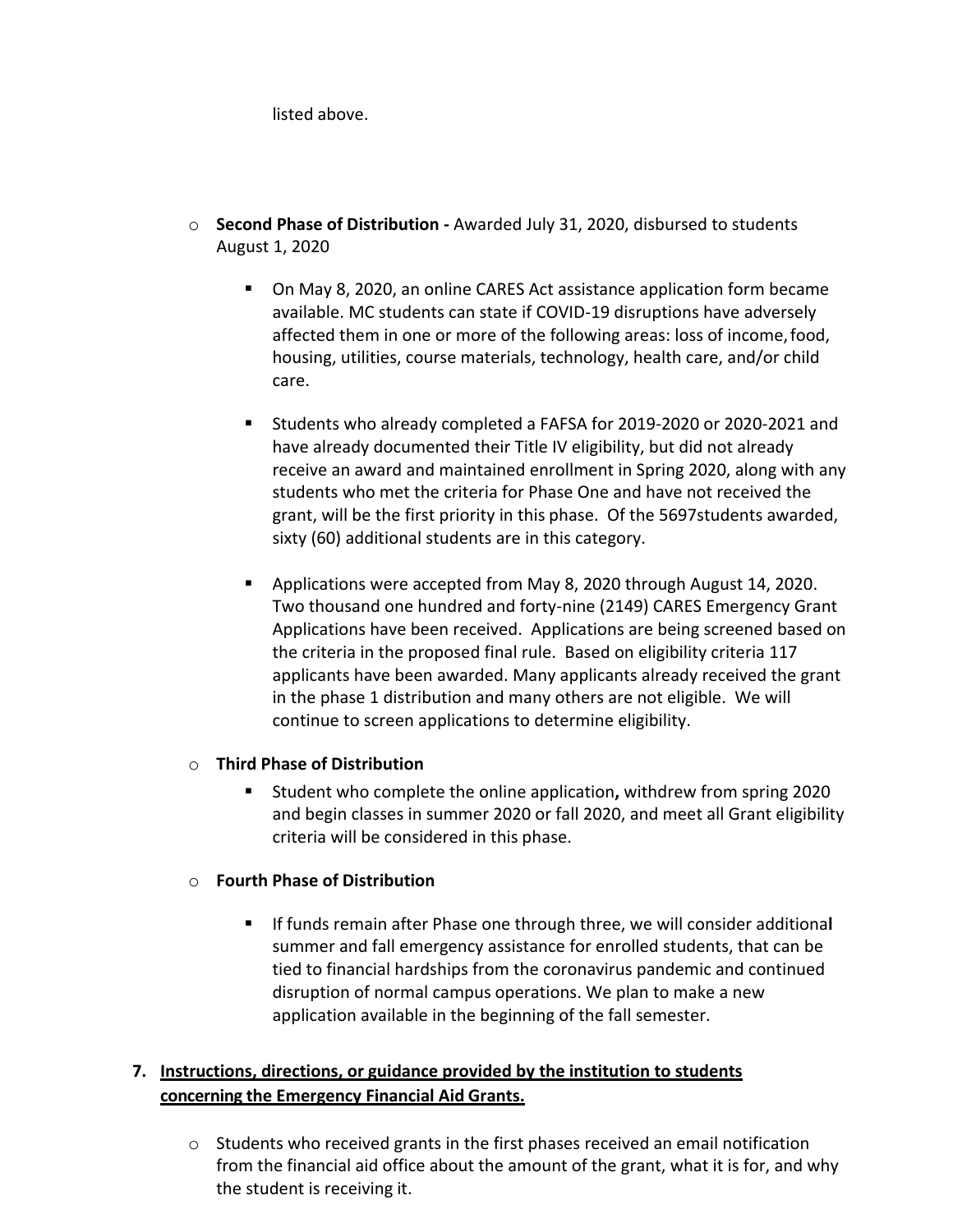listed above.

- **Second Phase of Distribution -** Awarded July 31, 2020, disbursed to students August 1, 2020

  - On May 8, 2020, an online CARES Act assistance application form became available. MC students can state if COVID-19 disruptions have adversely affected them in one or more of the following areas: loss of income, food, housing, utilities, course materials, technology, health care, and/or child care.

  - Students who already completed a FAFSA for 2019-2020 or 2020-2021 and have already documented their Title IV eligibility, but did not already receive an award and maintained enrollment in Spring 2020, along with any students who met the criteria for Phase One and have not received the grant, will be the first priority in this phase. Of the 5697students awarded, sixty (60) additional students are in this category.

  - Applications were accepted from May 8, 2020 through August 14, 2020. Two thousand one hundred and forty-nine (2149) CARES Emergency Grant Applications have been received. Applications are being screened based on the criteria in the proposed final rule. Based on eligibility criteria 117 applicants have been awarded. Many applicants already received the grant in the phase 1 distribution and many others are not eligible. We will continue to screen applications to determine eligibility.

- **Third Phase of Distribution**

  - Student who complete the online application**,** withdrew from spring 2020 and begin classes in summer 2020 or fall 2020, and meet all Grant eligibility criteria will be considered in this phase.

- **Fourth Phase of Distribution**

  - If funds remain after Phase one through three, we will consider additional summer and fall emergency assistance for enrolled students, that can be tied to financial hardships from the coronavirus pandemic and continued disruption of normal campus operations. We plan to make a new application available in the beginning of the fall semester.

7. **Instructions, directions, or guidance provided by the institution to students concerning the Emergency Financial Aid Grants.**

   - Students who received grants in the first phases received an email notification from the financial aid office about the amount of the grant, what it is for, and why the student is receiving it.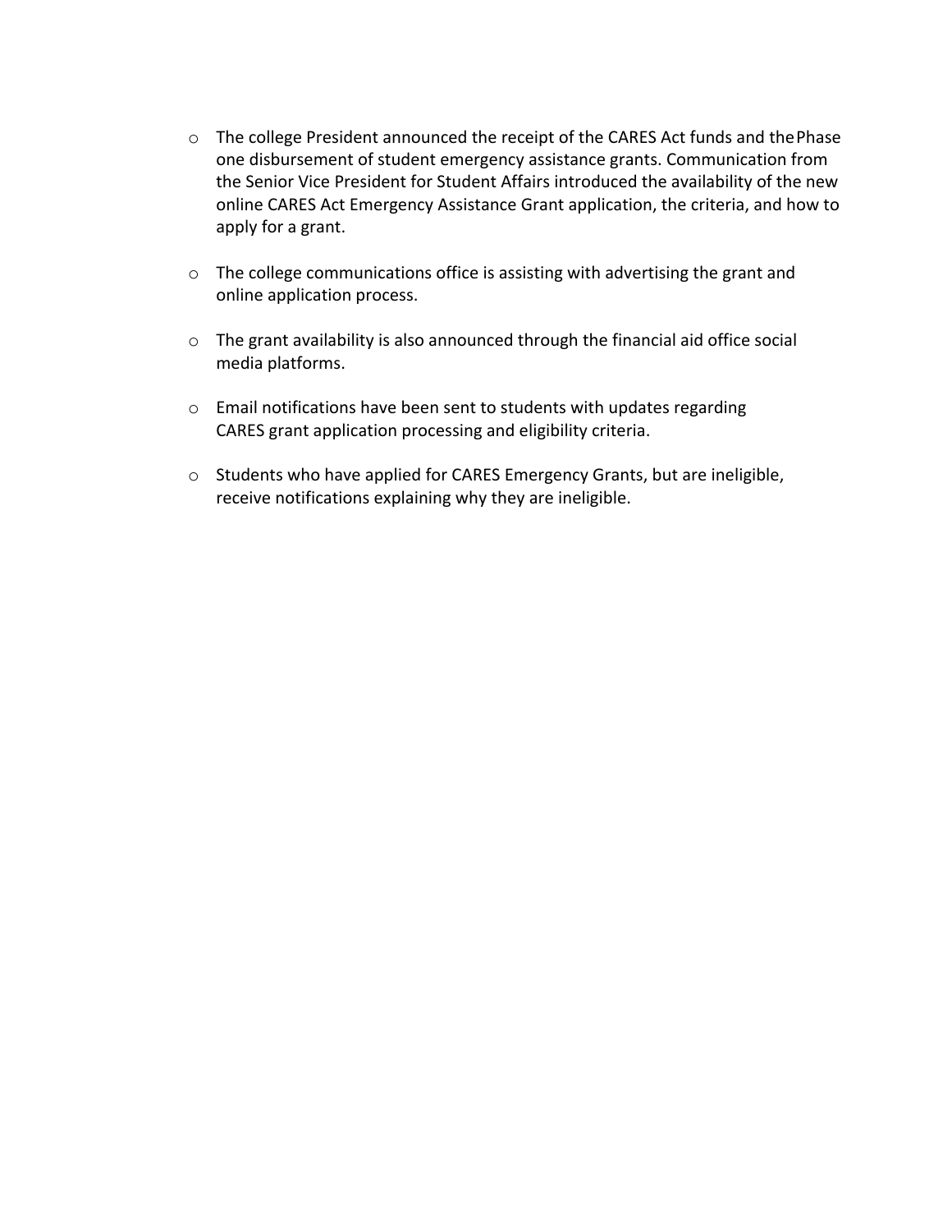- The college President announced the receipt of the CARES Act funds and the Phase one disbursement of student emergency assistance grants. Communication from the Senior Vice President for Student Affairs introduced the availability of the new online CARES Act Emergency Assistance Grant application, the criteria, and how to apply for a grant.

- The college communications office is assisting with advertising the grant and online application process.

- The grant availability is also announced through the financial aid office social media platforms.

- Email notifications have been sent to students with updates regarding CARES grant application processing and eligibility criteria.

- Students who have applied for CARES Emergency Grants, but are ineligible, receive notifications explaining why they are ineligible.